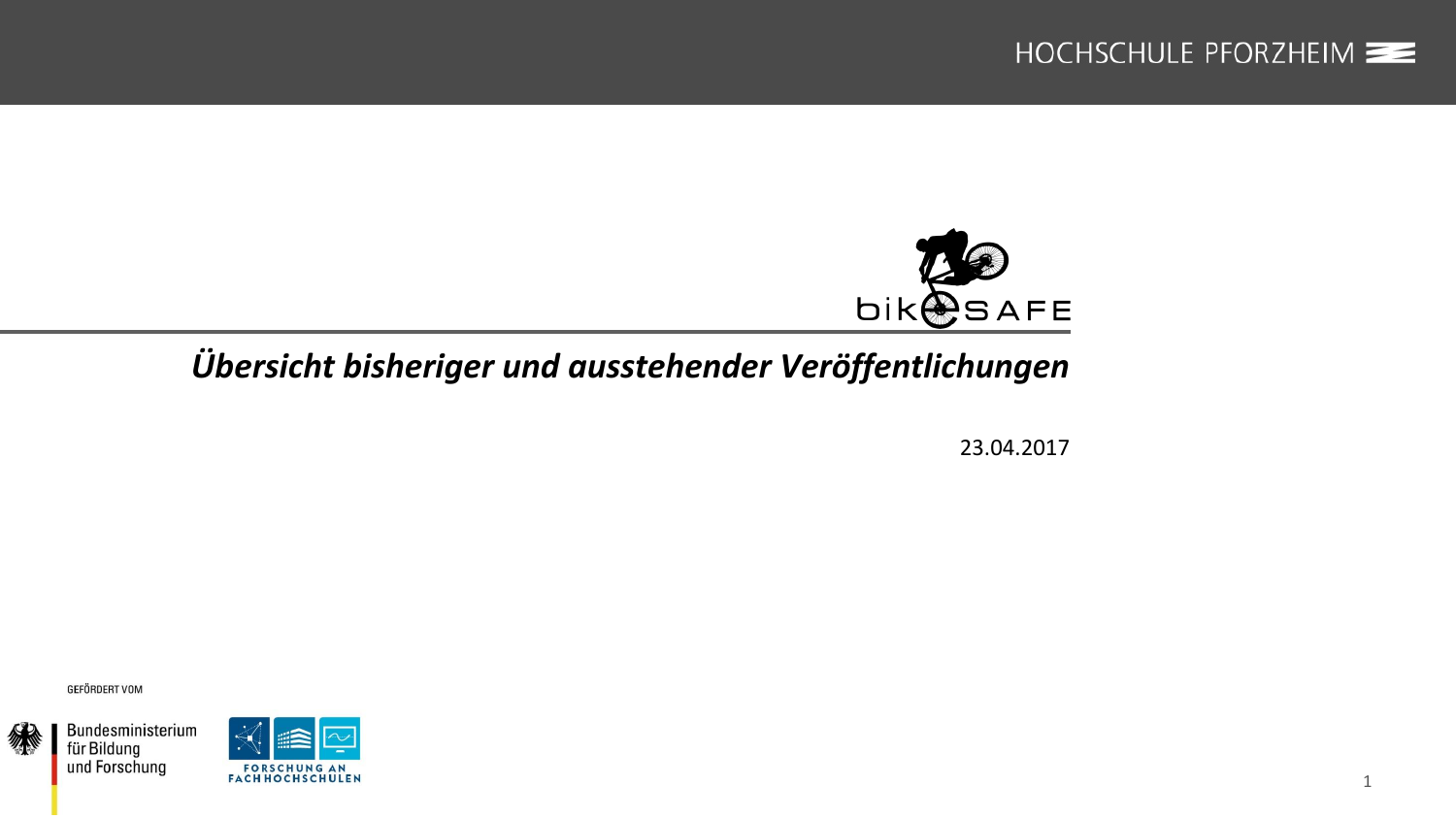HOCHSCHULE PFORZHEIM

bikeSAFE

# *Übersicht bisheriger und ausstehender Veröffentlichungen*

23.04.2017

GEFÖRDERT VOM

Bundesministerium für Bildung und Forschung

FORSCHUNG AN FACHHOCHSCHULEN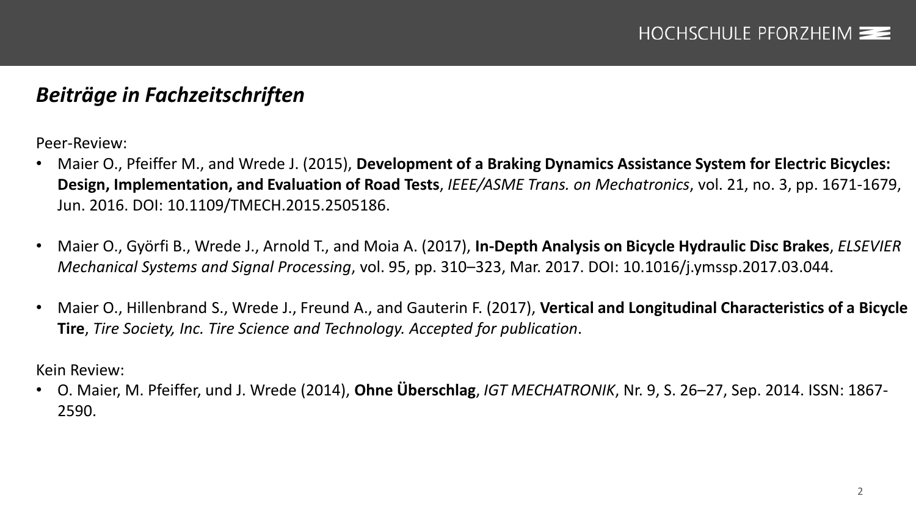## *Beiträge in Fachzeitschriften*

Peer-Review:

- Maier O., Pfeiffer M., and Wrede J. (2015), **Development of a Braking Dynamics Assistance System for Electric Bicycles: Design, Implementation, and Evaluation of Road Tests**, *IEEE/ASME Trans. on Mechatronics*, vol. 21, no. 3, pp. 1671-1679, Jun. 2016. DOI: 10.1109/TMECH.2015.2505186.

- Maier O., Györfi B., Wrede J., Arnold T., and Moia A. (2017), **In-Depth Analysis on Bicycle Hydraulic Disc Brakes**, *ELSEVIER Mechanical Systems and Signal Processing*, vol. 95, pp. 310–323, Mar. 2017. DOI: 10.1016/j.ymssp.2017.03.044.

- Maier O., Hillenbrand S., Wrede J., Freund A., and Gauterin F. (2017), **Vertical and Longitudinal Characteristics of a Bicycle Tire**, *Tire Society, Inc. Tire Science and Technology. Accepted for publication*.

Kein Review:

- O. Maier, M. Pfeiffer, und J. Wrede (2014), **Ohne Überschlag**, *IGT MECHATRONIK*, Nr. 9, S. 26–27, Sep. 2014. ISSN: 1867-2590.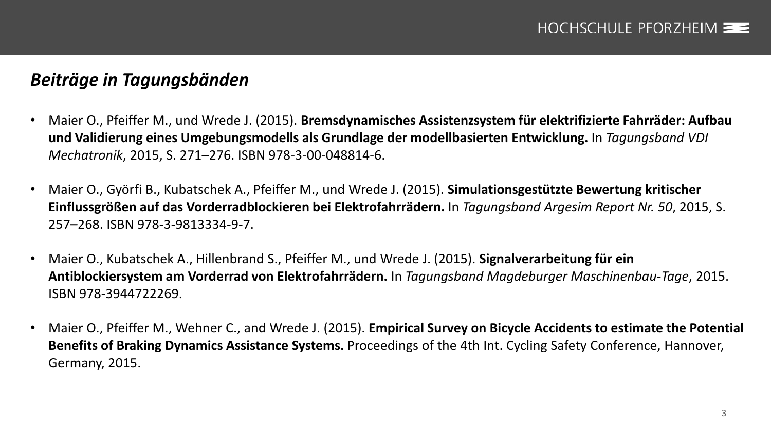## *Beiträge in Tagungsbänden*

- Maier O., Pfeiffer M., und Wrede J. (2015). **Bremsdynamisches Assistenzsystem für elektrifizierte Fahrräder: Aufbau und Validierung eines Umgebungsmodells als Grundlage der modellbasierten Entwicklung.** In *Tagungsband VDI Mechatronik*, 2015, S. 271–276. ISBN 978-3-00-048814-6.

- Maier O., Györfi B., Kubatschek A., Pfeiffer M., und Wrede J. (2015). **Simulationsgestützte Bewertung kritischer Einflussgrößen auf das Vorderradblockieren bei Elektrofahrrädern.** In *Tagungsband Argesim Report Nr. 50*, 2015, S. 257–268. ISBN 978-3-9813334-9-7.

- Maier O., Kubatschek A., Hillenbrand S., Pfeiffer M., und Wrede J. (2015). **Signalverarbeitung für ein Antiblockiersystem am Vorderrad von Elektrofahrrädern.** In *Tagungsband Magdeburger Maschinenbau-Tage*, 2015. ISBN 978-3944722269.

- Maier O., Pfeiffer M., Wehner C., and Wrede J. (2015). **Empirical Survey on Bicycle Accidents to estimate the Potential Benefits of Braking Dynamics Assistance Systems.** Proceedings of the 4th Int. Cycling Safety Conference, Hannover, Germany, 2015.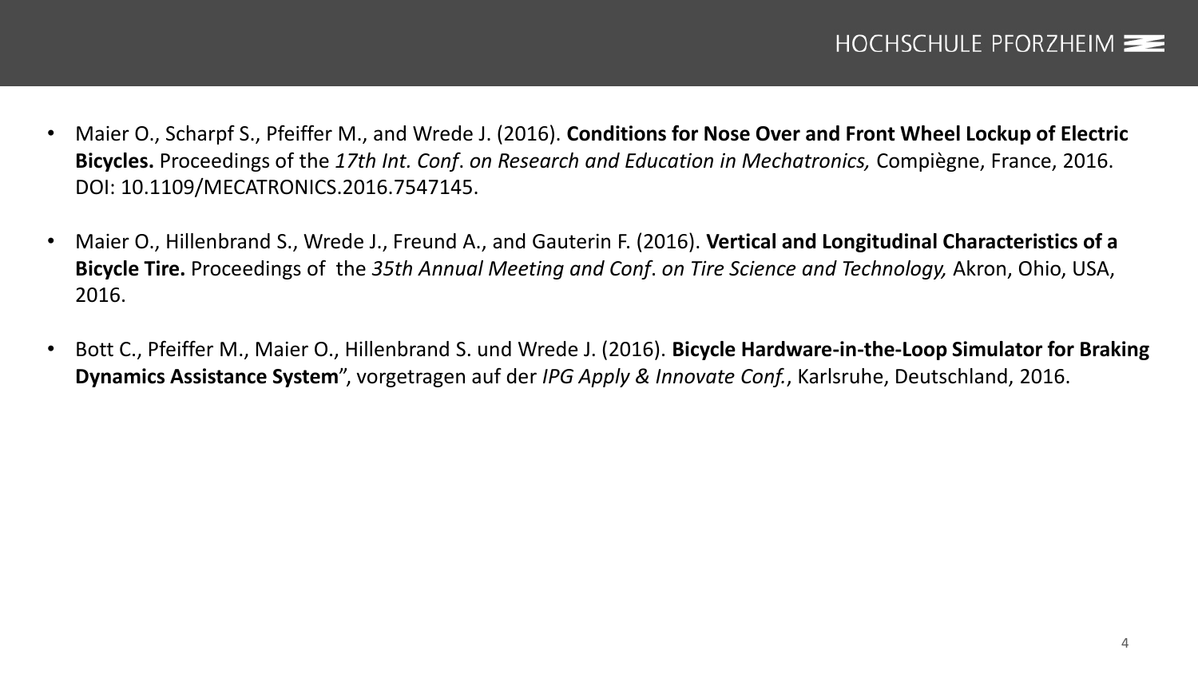- Maier O., Scharpf S., Pfeiffer M., and Wrede J. (2016). **Conditions for Nose Over and Front Wheel Lockup of Electric Bicycles.** Proceedings of the *17th Int. Conf*. *on Research and Education in Mechatronics,* Compiègne, France, 2016. DOI: 10.1109/MECATRONICS.2016.7547145.

- Maier O., Hillenbrand S., Wrede J., Freund A., and Gauterin F. (2016). **Vertical and Longitudinal Characteristics of a Bicycle Tire.** Proceedings of the *35th Annual Meeting and Conf*. *on Tire Science and Technology,* Akron, Ohio, USA, 2016.

- Bott C., Pfeiffer M., Maier O., Hillenbrand S. und Wrede J. (2016). **Bicycle Hardware-in-the-Loop Simulator for Braking Dynamics Assistance System**", vorgetragen auf der *IPG Apply & Innovate Conf.*, Karlsruhe, Deutschland, 2016.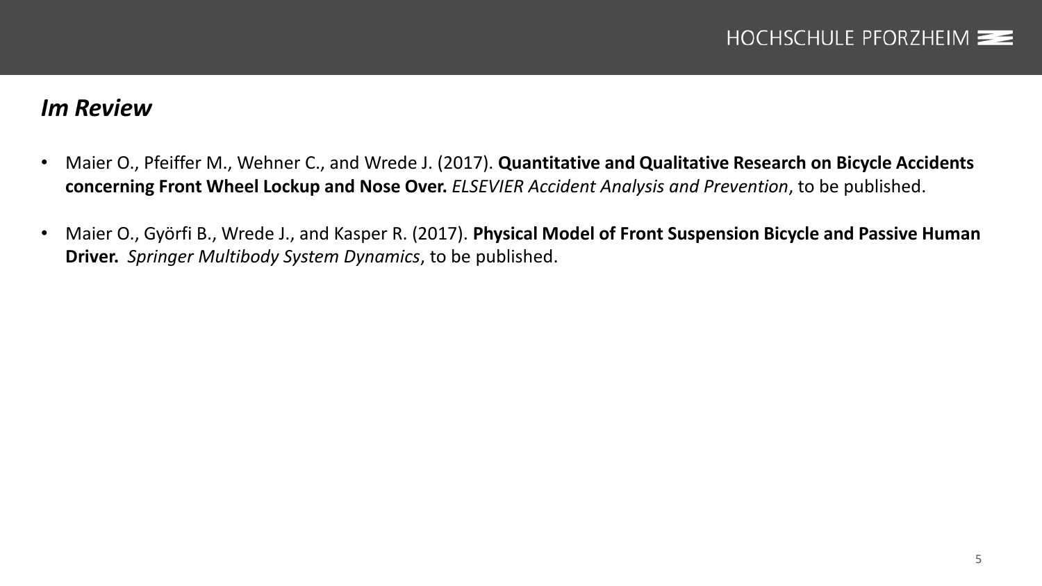## *Im Review*

- Maier O., Pfeiffer M., Wehner C., and Wrede J. (2017). **Quantitative and Qualitative Research on Bicycle Accidents concerning Front Wheel Lockup and Nose Over.** *ELSEVIER Accident Analysis and Prevention*, to be published.
- Maier O., Györfi B., Wrede J., and Kasper R. (2017). **Physical Model of Front Suspension Bicycle and Passive Human Driver.** *Springer Multibody System Dynamics*, to be published.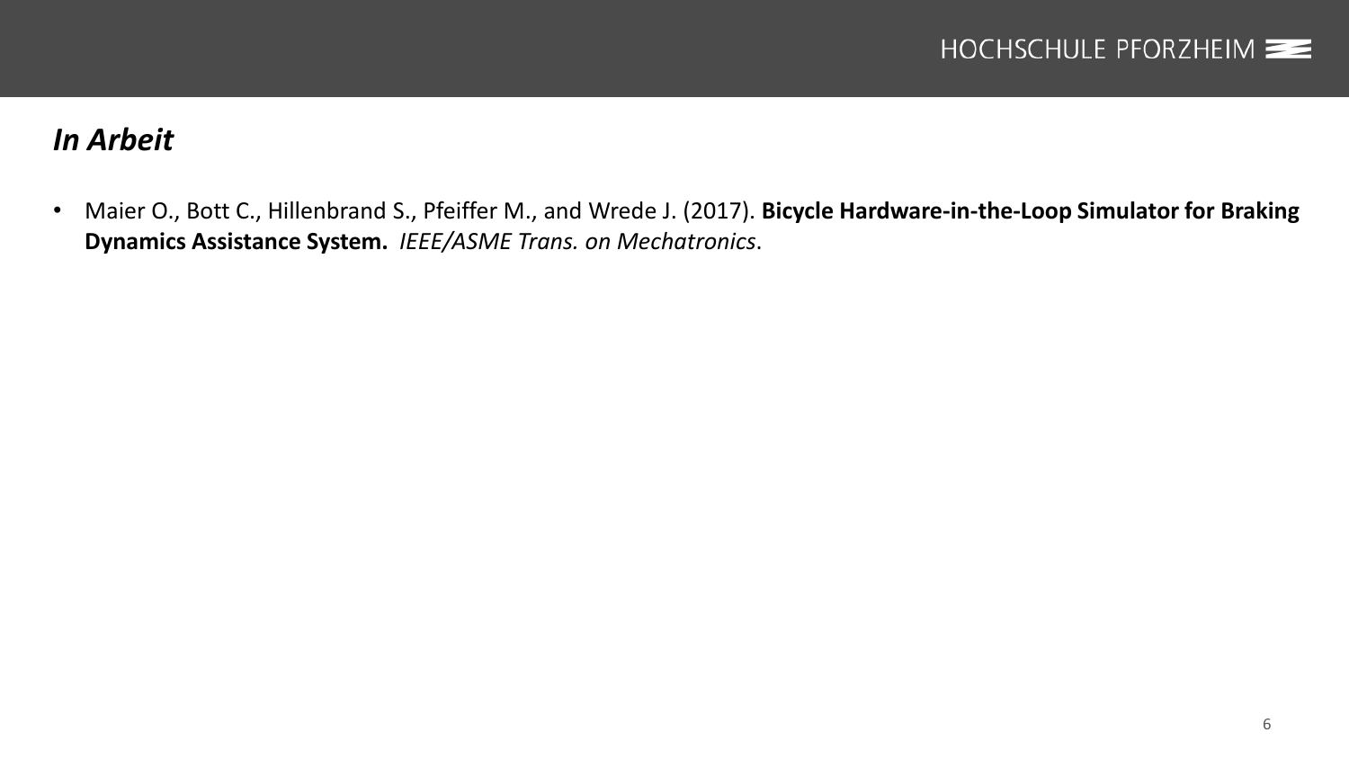## *In Arbeit*

- Maier O., Bott C., Hillenbrand S., Pfeiffer M., and Wrede J. (2017). **Bicycle Hardware-in-the-Loop Simulator for Braking Dynamics Assistance System.** *IEEE/ASME Trans. on Mechatronics*.